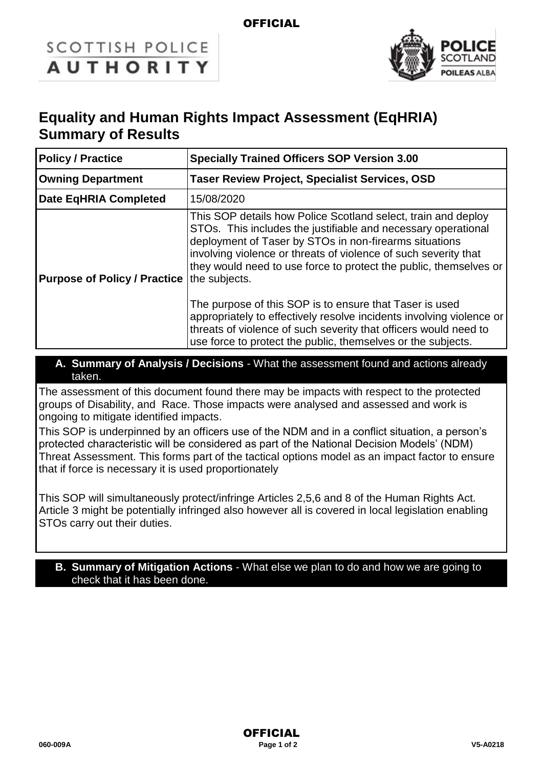OFFICIAL

SCOTTISH POLICE AUTHORITY

POLICE SCOTLAND POILEAS ALBA

# Equality and Human Rights Impact Assessment (EqHRIA) Summary of Results

| **Policy / Practice** | **Specially Trained Officers SOP Version 3.00** |
|---|---|
| **Owning Department** | **Taser Review Project, Specialist Services, OSD** |
| **Date EqHRIA Completed** | 15/08/2020 |
| **Purpose of Policy / Practice** | This SOP details how Police Scotland select, train and deploy STOs. This includes the justifiable and necessary operational deployment of Taser by STOs in non-firearms situations involving violence or threats of violence of such severity that they would need to use force to protect the public, themselves or the subjects.<br><br>The purpose of this SOP is to ensure that Taser is used appropriately to effectively resolve incidents involving violence or threats of violence of such severity that officers would need to use force to protect the public, themselves or the subjects. |

## A. Summary of Analysis / Decisions - What the assessment found and actions already taken.

The assessment of this document found there may be impacts with respect to the protected groups of Disability, and Race. Those impacts were analysed and assessed and work is ongoing to mitigate identified impacts.

This SOP is underpinned by an officers use of the NDM and in a conflict situation, a person's protected characteristic will be considered as part of the National Decision Models' (NDM) Threat Assessment. This forms part of the tactical options model as an impact factor to ensure that if force is necessary it is used proportionately

This SOP will simultaneously protect/infringe Articles 2,5,6 and 8 of the Human Rights Act. Article 3 might be potentially infringed also however all is covered in local legislation enabling STOs carry out their duties.

## B. Summary of Mitigation Actions - What else we plan to do and how we are going to check that it has been done.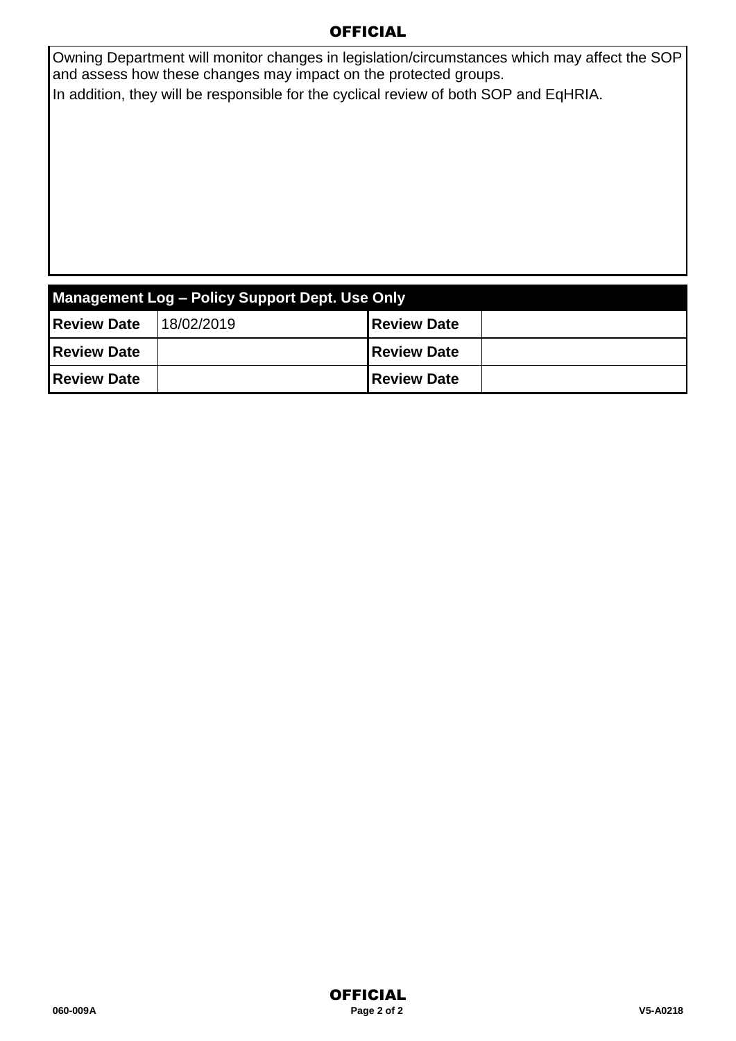Owning Department will monitor changes in legislation/circumstances which may affect the SOP and assess how these changes may impact on the protected groups.

In addition, they will be responsible for the cyclical review of both SOP and EqHRIA.

| Management Log – Policy Support Dept. Use Only | | | |
|---|---|---|---|
| **Review Date** | 18/02/2019 | **Review Date** | |
| **Review Date** | | **Review Date** | |
| **Review Date** | | **Review Date** | |